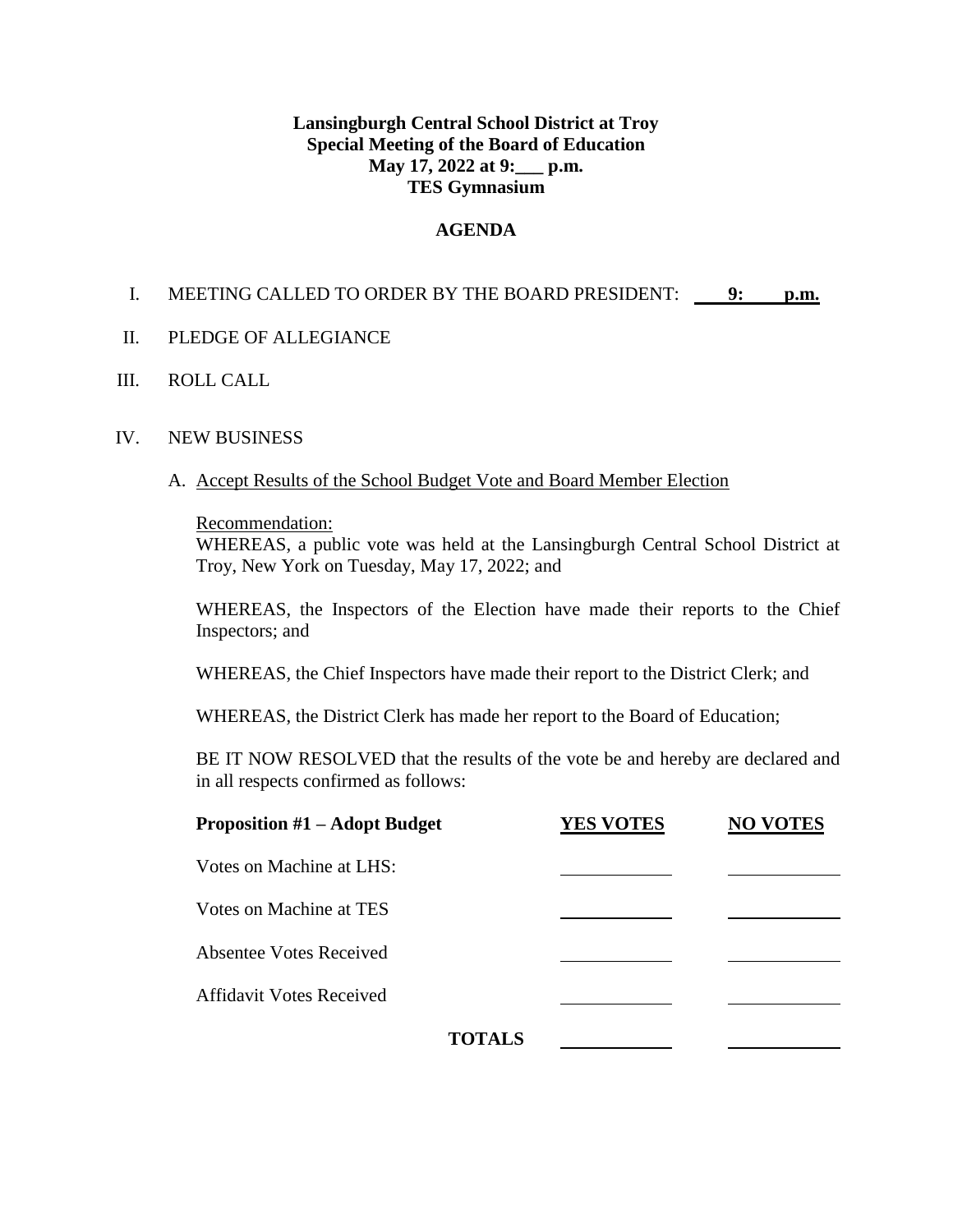**Lansingburgh Central School District at Troy**
**Special Meeting of the Board of Education**
**May 17, 2022 at 9:___ p.m.**
**TES Gymnasium**

**AGENDA**

I. MEETING CALLED TO ORDER BY THE BOARD PRESIDENT: **9: p.m.**

II. PLEDGE OF ALLEGIANCE

III. ROLL CALL

IV. NEW BUSINESS

A. Accept Results of the School Budget Vote and Board Member Election

Recommendation:
WHEREAS, a public vote was held at the Lansingburgh Central School District at Troy, New York on Tuesday, May 17, 2022; and

WHEREAS, the Inspectors of the Election have made their reports to the Chief Inspectors; and

WHEREAS, the Chief Inspectors have made their report to the District Clerk; and

WHEREAS, the District Clerk has made her report to the Board of Education;

BE IT NOW RESOLVED that the results of the vote be and hereby are declared and in all respects confirmed as follows:

| **Proposition #1 – Adopt Budget** | **YES VOTES** | **NO VOTES** |
|---|---|---|
| Votes on Machine at LHS: | | |
| Votes on Machine at TES | | |
| Absentee Votes Received | | |
| Affidavit Votes Received | | |
| **TOTALS** | | |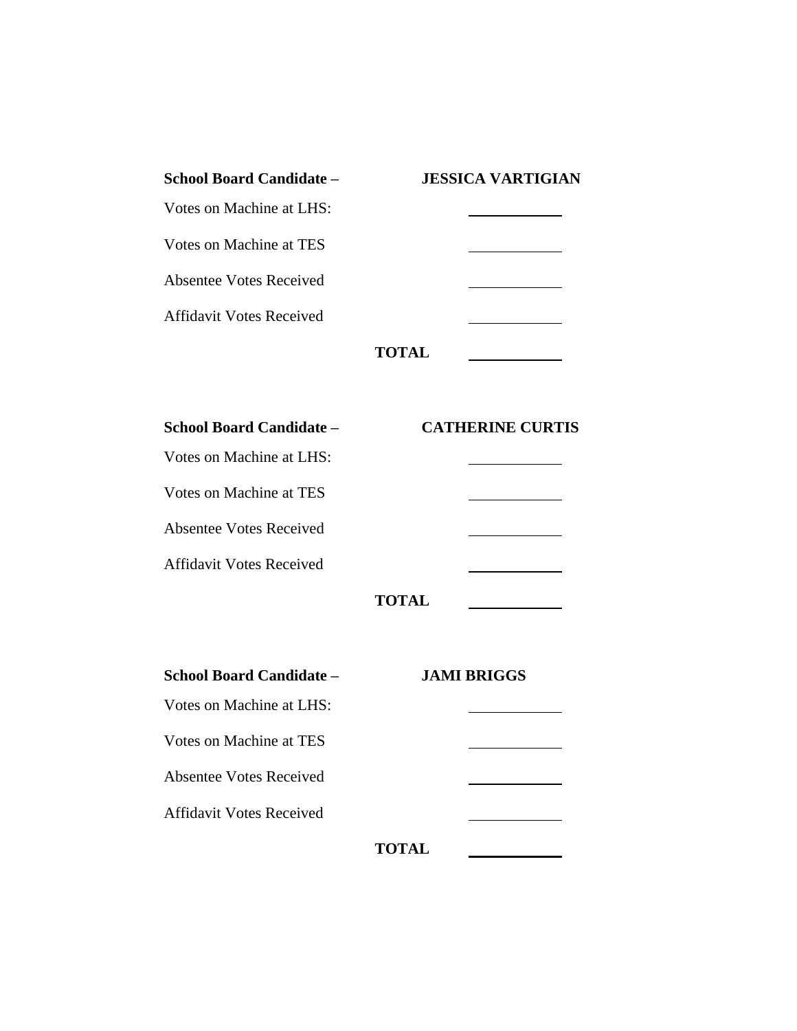**School Board Candidate – JESSICA VARTIGIAN**

| | |
|---|---|
| Votes on Machine at LHS: | ____________ |
| Votes on Machine at TES | ____________ |
| Absentee Votes Received | ____________ |
| Affidavit Votes Received | ____________ |
| **TOTAL** | ____________ |

**School Board Candidate – CATHERINE CURTIS**

| | |
|---|---|
| Votes on Machine at LHS: | ____________ |
| Votes on Machine at TES | ____________ |
| Absentee Votes Received | ____________ |
| Affidavit Votes Received | ____________ |
| **TOTAL** | ____________ |

**School Board Candidate – JAMI BRIGGS**

| | |
|---|---|
| Votes on Machine at LHS: | ____________ |
| Votes on Machine at TES | ____________ |
| Absentee Votes Received | ____________ |
| Affidavit Votes Received | ____________ |
| **TOTAL** | ____________ |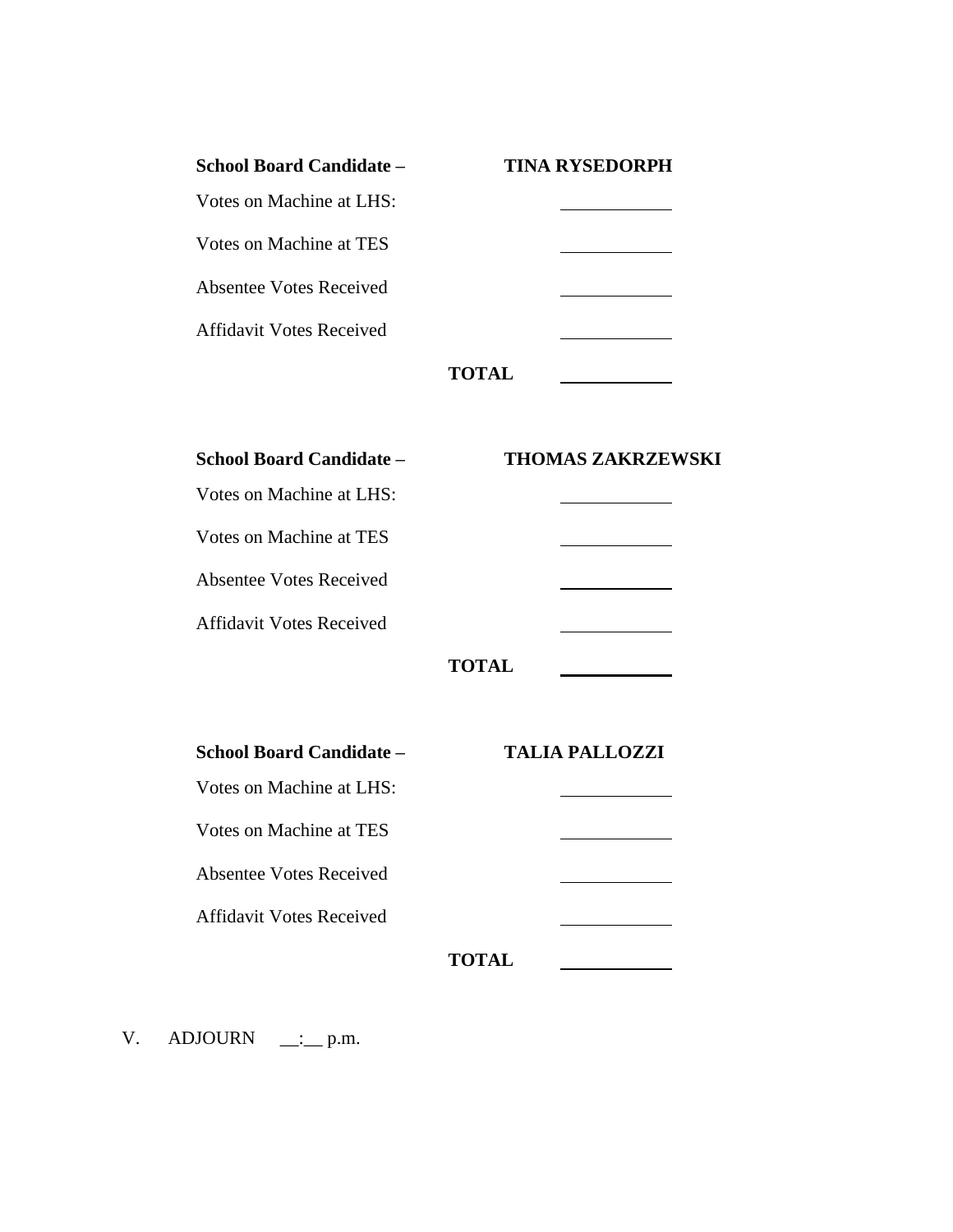| **School Board Candidate –** | **TINA RYSEDORPH** |
| --- | --- |
| Votes on Machine at LHS: | \_\_\_\_\_\_\_\_\_\_ |
| Votes on Machine at TES | \_\_\_\_\_\_\_\_\_\_ |
| Absentee Votes Received | \_\_\_\_\_\_\_\_\_\_ |
| Affidavit Votes Received | \_\_\_\_\_\_\_\_\_\_ |
| **TOTAL** | \_\_\_\_\_\_\_\_\_\_ |

| **School Board Candidate –** | **THOMAS ZAKRZEWSKI** |
| --- | --- |
| Votes on Machine at LHS: | \_\_\_\_\_\_\_\_\_\_ |
| Votes on Machine at TES | \_\_\_\_\_\_\_\_\_\_ |
| Absentee Votes Received | \_\_\_\_\_\_\_\_\_\_ |
| Affidavit Votes Received | \_\_\_\_\_\_\_\_\_\_ |
| **TOTAL** | \_\_\_\_\_\_\_\_\_\_ |

| **School Board Candidate –** | **TALIA PALLOZZI** |
| --- | --- |
| Votes on Machine at LHS: | \_\_\_\_\_\_\_\_\_\_ |
| Votes on Machine at TES | \_\_\_\_\_\_\_\_\_\_ |
| Absentee Votes Received | \_\_\_\_\_\_\_\_\_\_ |
| Affidavit Votes Received | \_\_\_\_\_\_\_\_\_\_ |
| **TOTAL** | \_\_\_\_\_\_\_\_\_\_ |

V. ADJOURN __:__ p.m.